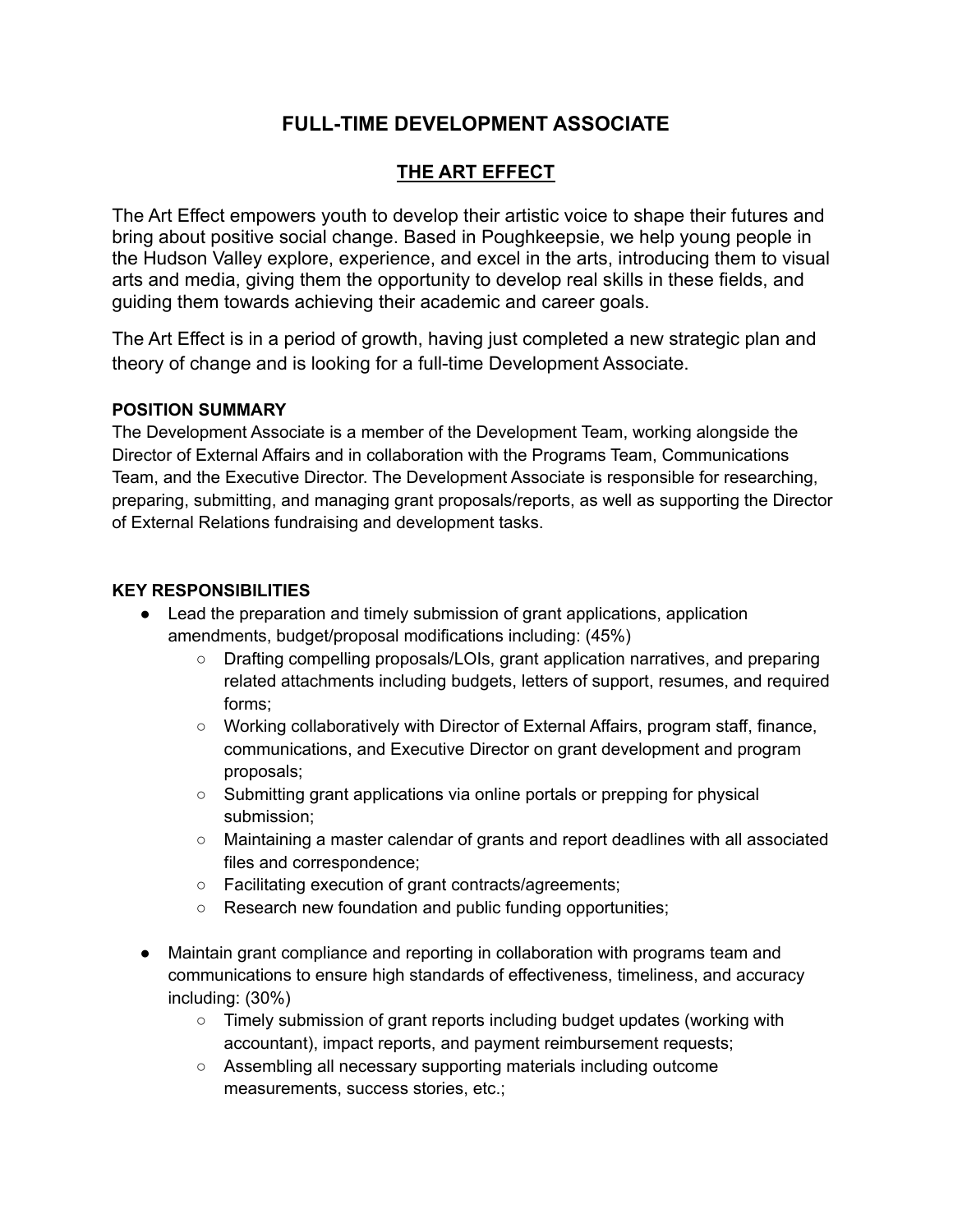# FULL-TIME DEVELOPMENT ASSOCIATE

## THE ART EFFECT

The Art Effect empowers youth to develop their artistic voice to shape their futures and bring about positive social change. Based in Poughkeepsie, we help young people in the Hudson Valley explore, experience, and excel in the arts, introducing them to visual arts and media, giving them the opportunity to develop real skills in these fields, and guiding them towards achieving their academic and career goals.

The Art Effect is in a period of growth, having just completed a new strategic plan and theory of change and is looking for a full-time Development Associate.

### POSITION SUMMARY

The Development Associate is a member of the Development Team, working alongside the Director of External Affairs and in collaboration with the Programs Team, Communications Team, and the Executive Director. The Development Associate is responsible for researching, preparing, submitting, and managing grant proposals/reports, as well as supporting the Director of External Relations fundraising and development tasks.

### KEY RESPONSIBILITIES

- Lead the preparation and timely submission of grant applications, application amendments, budget/proposal modifications including: (45%)
  - Drafting compelling proposals/LOIs, grant application narratives, and preparing related attachments including budgets, letters of support, resumes, and required forms;
  - Working collaboratively with Director of External Affairs, program staff, finance, communications, and Executive Director on grant development and program proposals;
  - Submitting grant applications via online portals or prepping for physical submission;
  - Maintaining a master calendar of grants and report deadlines with all associated files and correspondence;
  - Facilitating execution of grant contracts/agreements;
  - Research new foundation and public funding opportunities;

- Maintain grant compliance and reporting in collaboration with programs team and communications to ensure high standards of effectiveness, timeliness, and accuracy including: (30%)
  - Timely submission of grant reports including budget updates (working with accountant), impact reports, and payment reimbursement requests;
  - Assembling all necessary supporting materials including outcome measurements, success stories, etc.;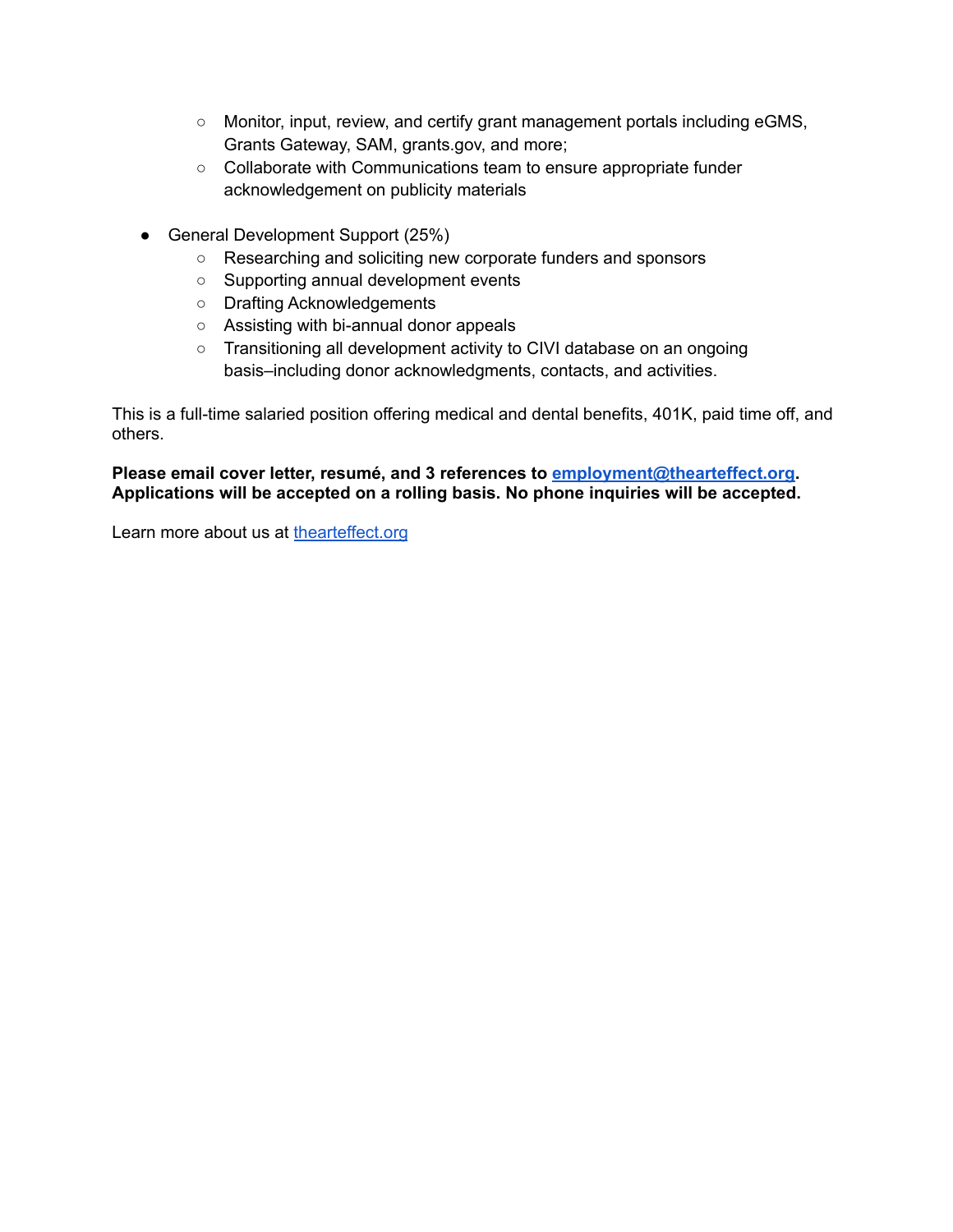- Monitor, input, review, and certify grant management portals including eGMS, Grants Gateway, SAM, grants.gov, and more;
- Collaborate with Communications team to ensure appropriate funder acknowledgement on publicity materials

- General Development Support (25%)
  - Researching and soliciting new corporate funders and sponsors
  - Supporting annual development events
  - Drafting Acknowledgements
  - Assisting with bi-annual donor appeals
  - Transitioning all development activity to CIVI database on an ongoing basis–including donor acknowledgments, contacts, and activities.

This is a full-time salaried position offering medical and dental benefits, 401K, paid time off, and others.

**Please email cover letter, resumé, and 3 references to [employment@thearteffect.org](mailto:employment@thearteffect.org). Applications will be accepted on a rolling basis. No phone inquiries will be accepted.**

Learn more about us at [thearteffect.org](https://thearteffect.org)